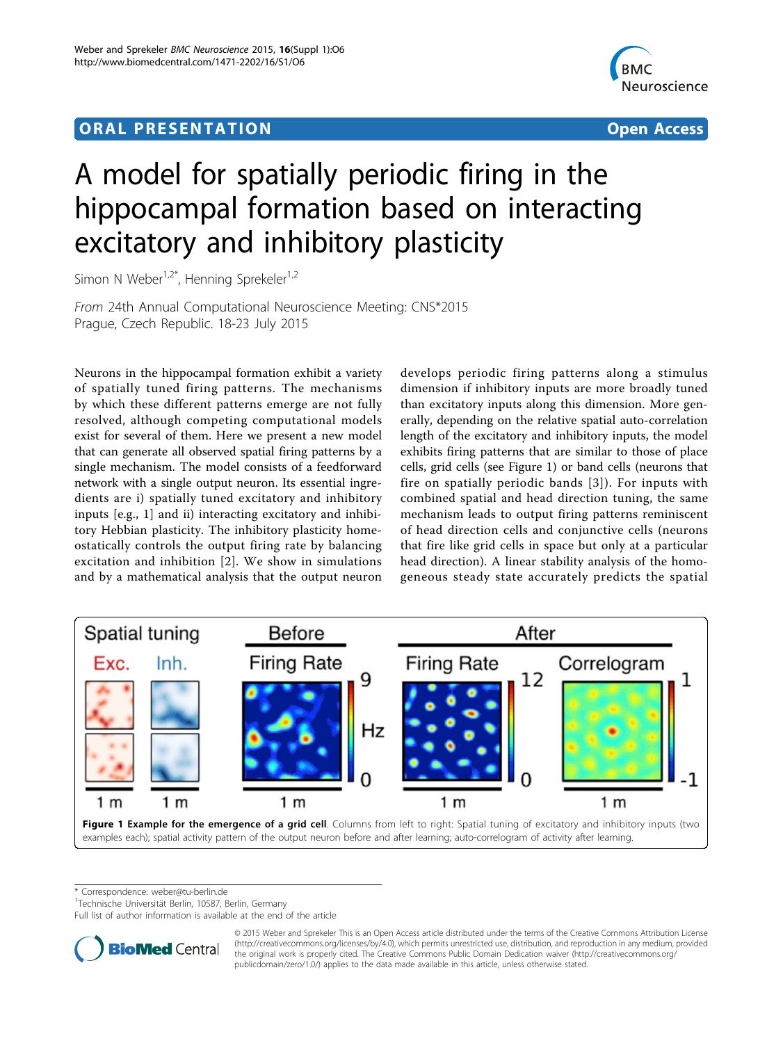ORAL PRESENTATION **Open Access**

# A model for spatially periodic firing in the hippocampal formation based on interacting excitatory and inhibitory plasticity

Simon N Weber[1,2*], Henning Sprekeler[1,2]

*From* 24th Annual Computational Neuroscience Meeting: CNS*2015
Prague, Czech Republic. 18-23 July 2015

Neurons in the hippocampal formation exhibit a variety of spatially tuned firing patterns. The mechanisms by which these different patterns emerge are not fully resolved, although competing computational models exist for several of them. Here we present a new model that can generate all observed spatial firing patterns by a single mechanism. The model consists of a feedforward network with a single output neuron. Its essential ingredients are i) spatially tuned excitatory and inhibitory inputs [e.g., 1] and ii) interacting excitatory and inhibitory Hebbian plasticity. The inhibitory plasticity homeostatically controls the output firing rate by balancing excitation and inhibition [2]. We show in simulations and by a mathematical analysis that the output neuron develops periodic firing patterns along a stimulus dimension if inhibitory inputs are more broadly tuned than excitatory inputs along this dimension. More generally, depending on the relative spatial auto-correlation length of the excitatory and inhibitory inputs, the model exhibits firing patterns that are similar to those of place cells, grid cells (see Figure 1) or band cells (neurons that fire on spatially periodic bands [3]). For inputs with combined spatial and head direction tuning, the same mechanism leads to output firing patterns reminiscent of head direction cells and conjunctive cells (neurons that fire like grid cells in space but only at a particular head direction). A linear stability analysis of the homogeneous steady state accurately predicts the spatial

**Figure 1 Example for the emergence of a grid cell.** Columns from left to right: Spatial tuning of excitatory and inhibitory inputs (two examples each); spatial activity pattern of the output neuron before and after learning; auto-correlogram of activity after learning.

\* Correspondence: weber@tu-berlin.de
[1]Technische Universität Berlin, 10587, Berlin, Germany
Full list of author information is available at the end of the article

© 2015 Weber and Sprekeler This is an Open Access article distributed under the terms of the Creative Commons Attribution License (http://creativecommons.org/licenses/by/4.0), which permits unrestricted use, distribution, and reproduction in any medium, provided the original work is properly cited. The Creative Commons Public Domain Dedication waiver (http://creativecommons.org/publicdomain/zero/1.0/) applies to the data made available in this article, unless otherwise stated.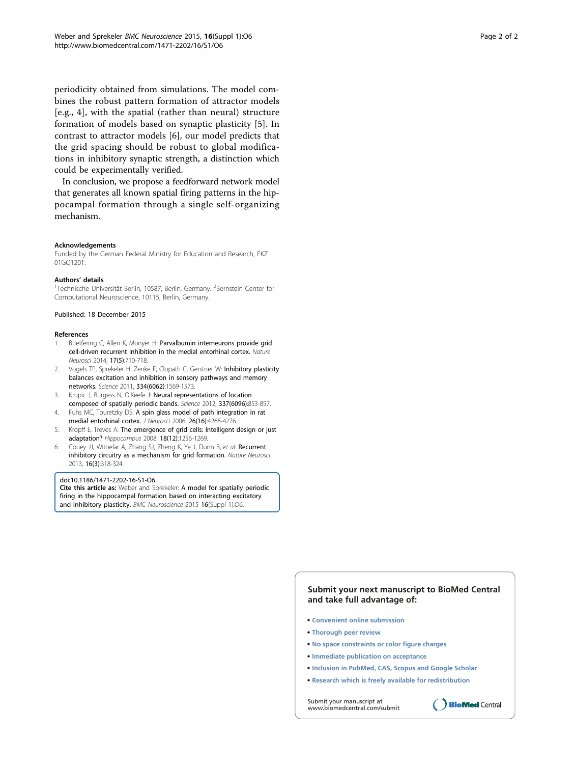periodicity obtained from simulations. The model combines the robust pattern formation of attractor models [e.g., 4], with the spatial (rather than neural) structure formation of models based on synaptic plasticity [5]. In contrast to attractor models [6], our model predicts that the grid spacing should be robust to global modifications in inhibitory synaptic strength, a distinction which could be experimentally verified.

In conclusion, we propose a feedforward network model that generates all known spatial firing patterns in the hippocampal formation through a single self-organizing mechanism.

#### Acknowledgements

Funded by the German Federal Ministry for Education and Research, FKZ 01GQ1201.

#### Authors' details

[1]Technische Universität Berlin, 10587, Berlin, Germany. [2]Bernstein Center for Computational Neuroscience, 10115, Berlin, Germany.

Published: 18 December 2015

#### References

1. Buetfering C, Allen K, Monyer H: **Parvalbumin interneurons provide grid cell-driven recurrent inhibition in the medial entorhinal cortex.** *Nature Neurosci* 2014, **17(5)**:710-718.
2. Vogels TP, Sprekeler H, Zenke F, Clopath C, Gerstner W: **Inhibitory plasticity balances excitation and inhibition in sensory pathways and memory networks.** *Science* 2011, **334(6062)**:1569-1573.
3. Krupic J, Burgess N, O'Keefe J: **Neural representations of location composed of spatially periodic bands.** *Science* 2012, **337(6096)**:853-857.
4. Fuhs MC, Touretzky DS: **A spin glass model of path integration in rat medial entorhinal cortex.** *J Neurosci* 2006, **26(16)**:4266-4276.
5. Kropff E, Treves A: **The emergence of grid cells: Intelligent design or just adaptation?** *Hippocampus* 2008, **18(12)**:1256-1269.
6. Couey JJ, Witoelar A, Zhang SJ, Zheng K, Ye J, Dunn B, *et al*: **Recurrent inhibitory circuitry as a mechanism for grid formation.** *Nature Neurosci* 2013, **16(3)**:318-324.

doi:10.1186/1471-2202-16-S1-O6

**Cite this article as:** Weber and Sprekeler: A model for spatially periodic firing in the hippocampal formation based on interacting excitatory and inhibitory plasticity. *BMC Neuroscience* 2015 **16**(Suppl 1):O6.

**Submit your next manuscript to BioMed Central and take full advantage of:**

- Convenient online submission
- Thorough peer review
- No space constraints or color figure charges
- Immediate publication on acceptance
- Inclusion in PubMed, CAS, Scopus and Google Scholar
- Research which is freely available for redistribution

Submit your manuscript at www.biomedcentral.com/submit

BioMed Central